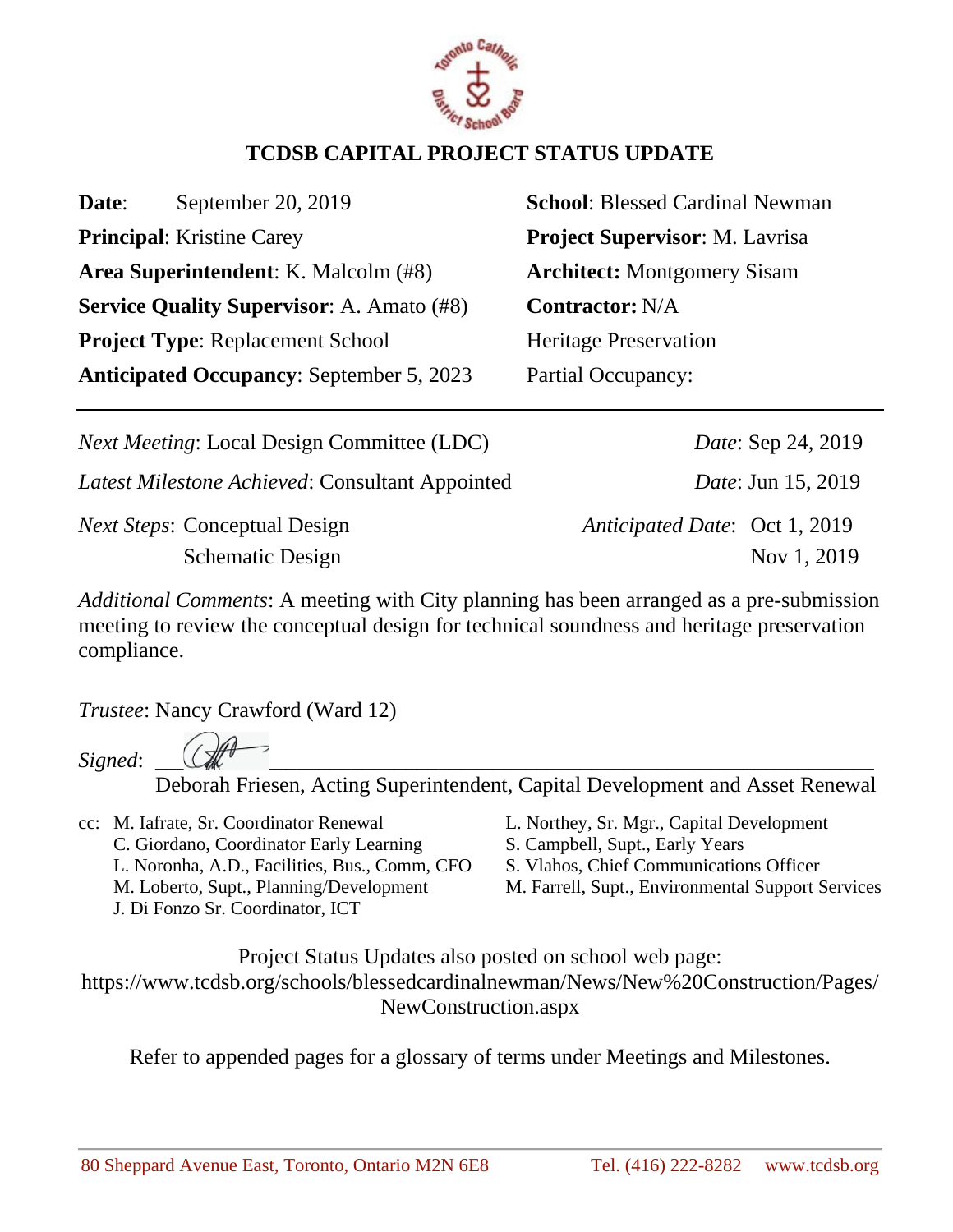# TCDSB CAPITAL PROJECT STATUS UPDATE

**Date**: September 20, 2019

**Principal**: Kristine Carey

**Area Superintendent**: K. Malcolm (#8)

**Service Quality Supervisor**: A. Amato (#8)

**Project Type**: Replacement School

**Anticipated Occupancy**: September 5, 2023

**School**: Blessed Cardinal Newman

**Project Supervisor**: M. Lavrisa

**Architect:** Montgomery Sisam

**Contractor:** N/A

Heritage Preservation

Partial Occupancy:

---

*Next Meeting*: Local Design Committee (LDC) *Date*: Sep 24, 2019

*Latest Milestone Achieved*: Consultant Appointed *Date*: Jun 15, 2019

*Next Steps*: Conceptual Design *Anticipated Date*: Oct 1, 2019
Schematic Design Nov 1, 2019

*Additional Comments*: A meeting with City planning has been arranged as a pre-submission meeting to review the conceptual design for technical soundness and heritage preservation compliance.

*Trustee*: Nancy Crawford (Ward 12)

*Signed*: ______________________________

Deborah Friesen, Acting Superintendent, Capital Development and Asset Renewal

cc: M. Iafrate, Sr. Coordinator Renewal
C. Giordano, Coordinator Early Learning
L. Noronha, A.D., Facilities, Bus., Comm, CFO
M. Loberto, Supt., Planning/Development
J. Di Fonzo Sr. Coordinator, ICT
L. Northey, Sr. Mgr., Capital Development
S. Campbell, Supt., Early Years
S. Vlahos, Chief Communications Officer
M. Farrell, Supt., Environmental Support Services

Project Status Updates also posted on school web page:
https://www.tcdsb.org/schools/blessedcardinalnewman/News/New%20Construction/Pages/NewConstruction.aspx

Refer to appended pages for a glossary of terms under Meetings and Milestones.

80 Sheppard Avenue East, Toronto, Ontario M2N 6E8 Tel. (416) 222-8282 www.tcdsb.org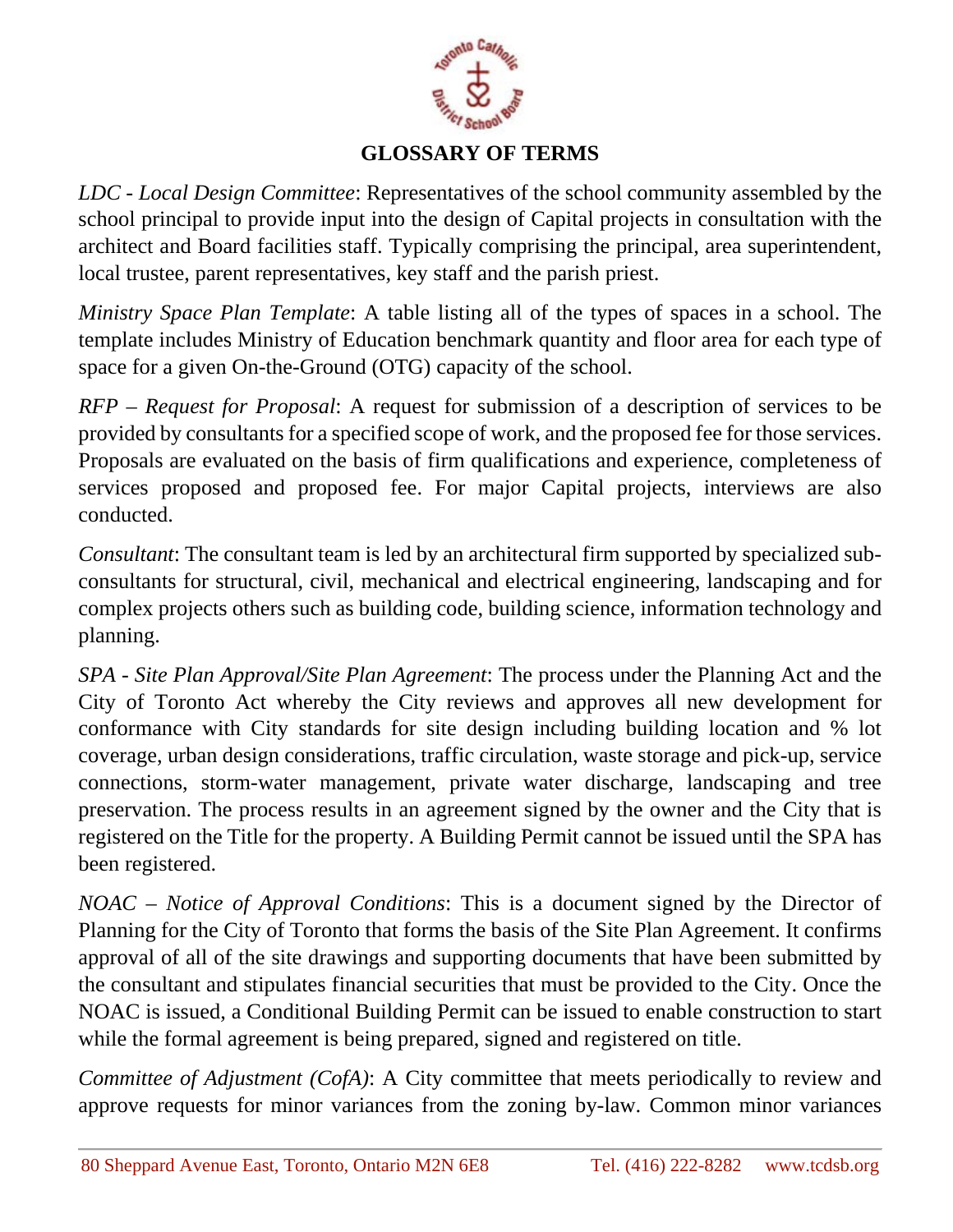## GLOSSARY OF TERMS

*LDC - Local Design Committee*: Representatives of the school community assembled by the school principal to provide input into the design of Capital projects in consultation with the architect and Board facilities staff. Typically comprising the principal, area superintendent, local trustee, parent representatives, key staff and the parish priest.

*Ministry Space Plan Template*: A table listing all of the types of spaces in a school. The template includes Ministry of Education benchmark quantity and floor area for each type of space for a given On-the-Ground (OTG) capacity of the school.

*RFP – Request for Proposal*: A request for submission of a description of services to be provided by consultants for a specified scope of work, and the proposed fee for those services. Proposals are evaluated on the basis of firm qualifications and experience, completeness of services proposed and proposed fee. For major Capital projects, interviews are also conducted.

*Consultant*: The consultant team is led by an architectural firm supported by specialized sub-consultants for structural, civil, mechanical and electrical engineering, landscaping and for complex projects others such as building code, building science, information technology and planning.

*SPA - Site Plan Approval/Site Plan Agreement*: The process under the Planning Act and the City of Toronto Act whereby the City reviews and approves all new development for conformance with City standards for site design including building location and % lot coverage, urban design considerations, traffic circulation, waste storage and pick-up, service connections, storm-water management, private water discharge, landscaping and tree preservation. The process results in an agreement signed by the owner and the City that is registered on the Title for the property. A Building Permit cannot be issued until the SPA has been registered.

*NOAC – Notice of Approval Conditions*: This is a document signed by the Director of Planning for the City of Toronto that forms the basis of the Site Plan Agreement. It confirms approval of all of the site drawings and supporting documents that have been submitted by the consultant and stipulates financial securities that must be provided to the City. Once the NOAC is issued, a Conditional Building Permit can be issued to enable construction to start while the formal agreement is being prepared, signed and registered on title.

*Committee of Adjustment (CofA)*: A City committee that meets periodically to review and approve requests for minor variances from the zoning by-law. Common minor variances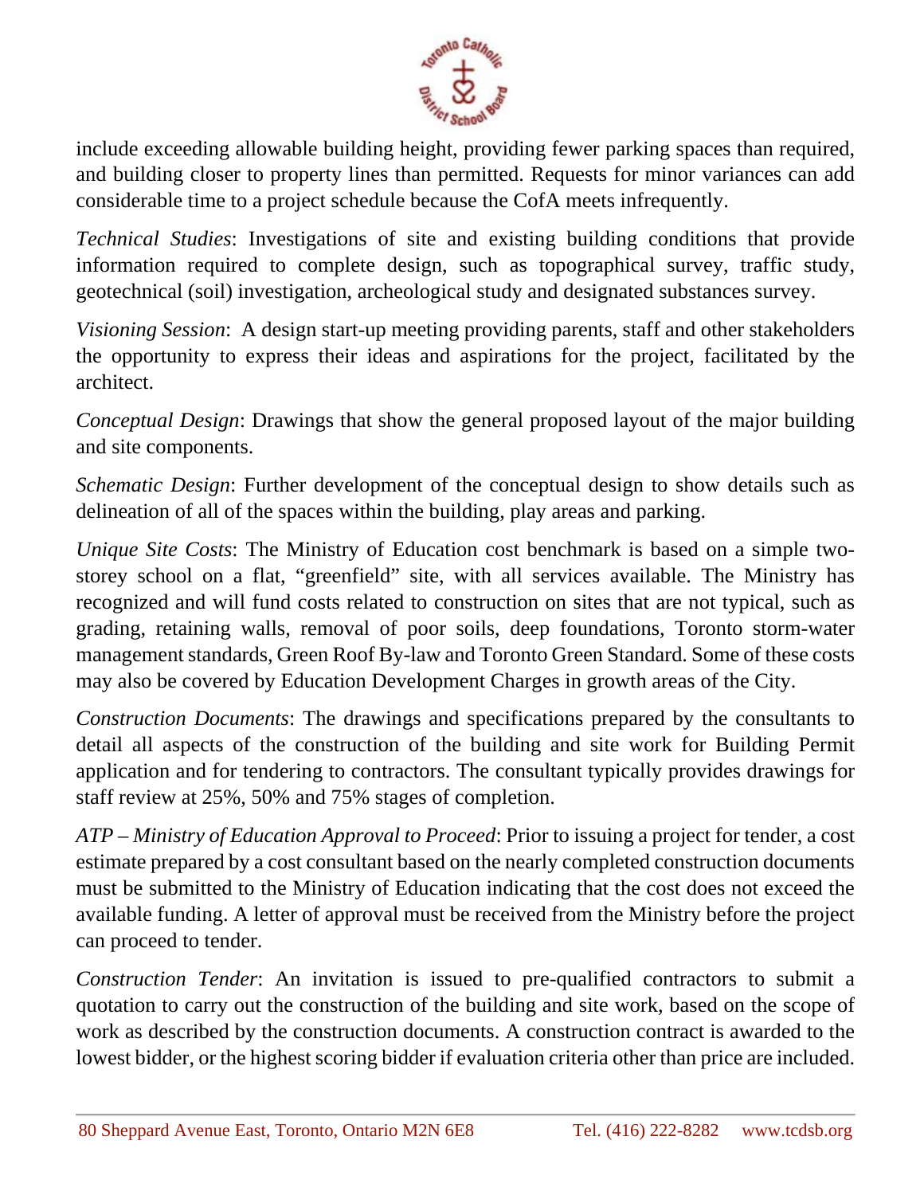include exceeding allowable building height, providing fewer parking spaces than required, and building closer to property lines than permitted. Requests for minor variances can add considerable time to a project schedule because the CofA meets infrequently.

*Technical Studies*: Investigations of site and existing building conditions that provide information required to complete design, such as topographical survey, traffic study, geotechnical (soil) investigation, archeological study and designated substances survey.

*Visioning Session*: A design start-up meeting providing parents, staff and other stakeholders the opportunity to express their ideas and aspirations for the project, facilitated by the architect.

*Conceptual Design*: Drawings that show the general proposed layout of the major building and site components.

*Schematic Design*: Further development of the conceptual design to show details such as delineation of all of the spaces within the building, play areas and parking.

*Unique Site Costs*: The Ministry of Education cost benchmark is based on a simple two-storey school on a flat, "greenfield" site, with all services available. The Ministry has recognized and will fund costs related to construction on sites that are not typical, such as grading, retaining walls, removal of poor soils, deep foundations, Toronto storm-water management standards, Green Roof By-law and Toronto Green Standard. Some of these costs may also be covered by Education Development Charges in growth areas of the City.

*Construction Documents*: The drawings and specifications prepared by the consultants to detail all aspects of the construction of the building and site work for Building Permit application and for tendering to contractors. The consultant typically provides drawings for staff review at 25%, 50% and 75% stages of completion.

*ATP – Ministry of Education Approval to Proceed*: Prior to issuing a project for tender, a cost estimate prepared by a cost consultant based on the nearly completed construction documents must be submitted to the Ministry of Education indicating that the cost does not exceed the available funding. A letter of approval must be received from the Ministry before the project can proceed to tender.

*Construction Tender*: An invitation is issued to pre-qualified contractors to submit a quotation to carry out the construction of the building and site work, based on the scope of work as described by the construction documents. A construction contract is awarded to the lowest bidder, or the highest scoring bidder if evaluation criteria other than price are included.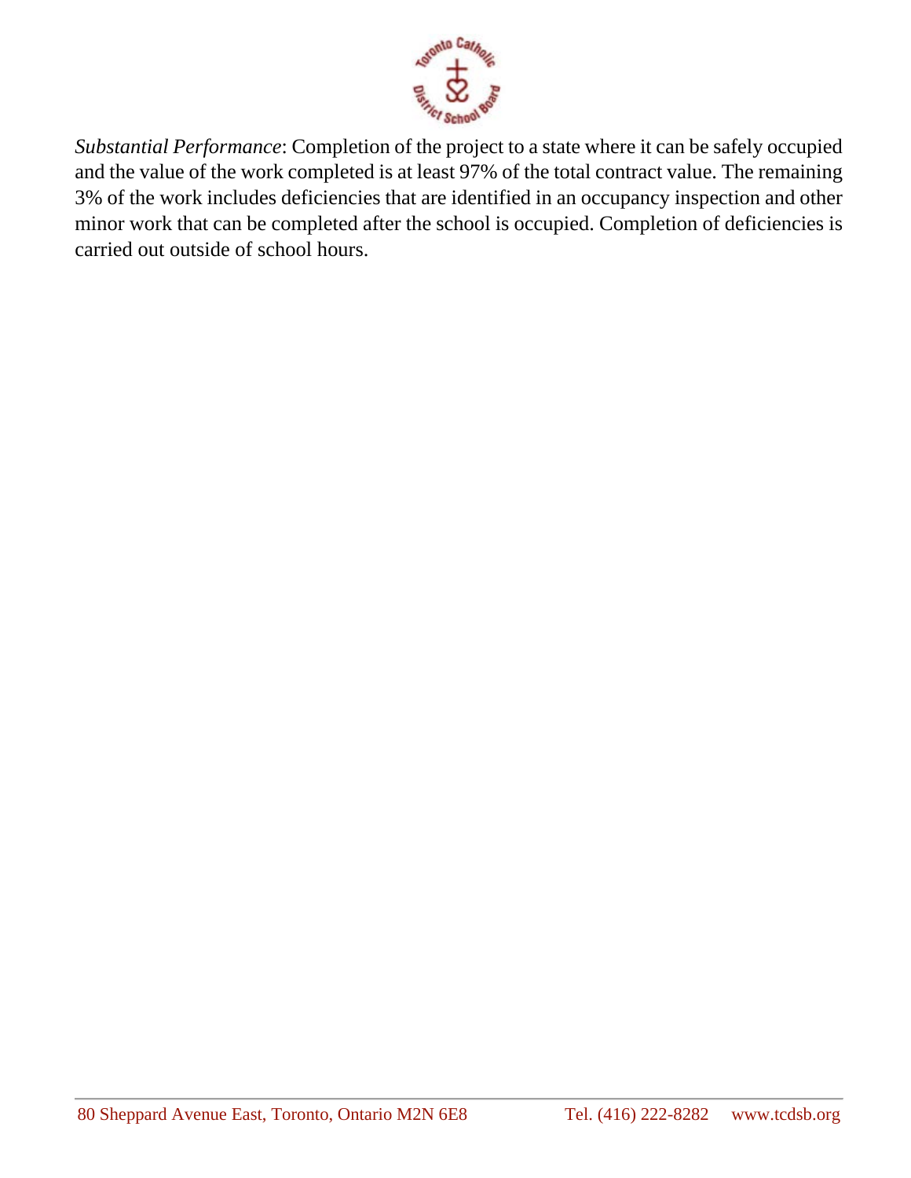*Substantial Performance*: Completion of the project to a state where it can be safely occupied and the value of the work completed is at least 97% of the total contract value. The remaining 3% of the work includes deficiencies that are identified in an occupancy inspection and other minor work that can be completed after the school is occupied. Completion of deficiencies is carried out outside of school hours.